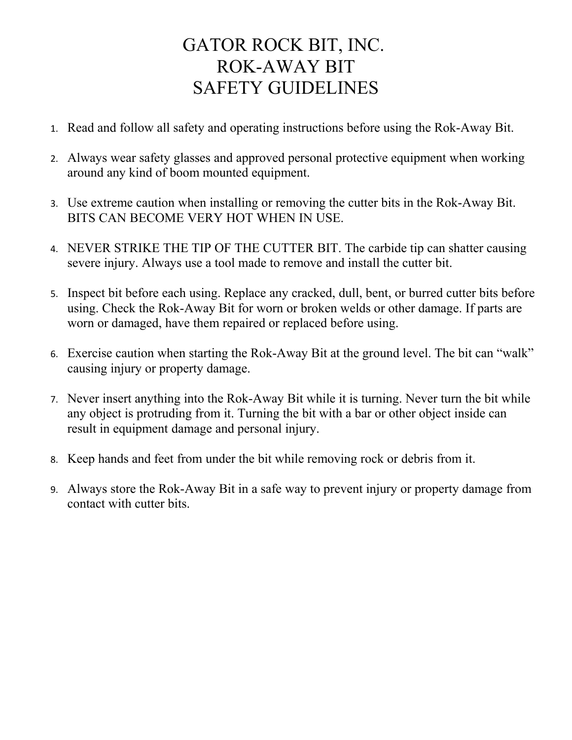# GATOR ROCK BIT, INC.
# ROK-AWAY BIT
# SAFETY GUIDELINES

1. Read and follow all safety and operating instructions before using the Rok-Away Bit.

2. Always wear safety glasses and approved personal protective equipment when working around any kind of boom mounted equipment.

3. Use extreme caution when installing or removing the cutter bits in the Rok-Away Bit. BITS CAN BECOME VERY HOT WHEN IN USE.

4. NEVER STRIKE THE TIP OF THE CUTTER BIT. The carbide tip can shatter causing severe injury. Always use a tool made to remove and install the cutter bit.

5. Inspect bit before each using. Replace any cracked, dull, bent, or burred cutter bits before using. Check the Rok-Away Bit for worn or broken welds or other damage. If parts are worn or damaged, have them repaired or replaced before using.

6. Exercise caution when starting the Rok-Away Bit at the ground level. The bit can "walk" causing injury or property damage.

7. Never insert anything into the Rok-Away Bit while it is turning. Never turn the bit while any object is protruding from it. Turning the bit with a bar or other object inside can result in equipment damage and personal injury.

8. Keep hands and feet from under the bit while removing rock or debris from it.

9. Always store the Rok-Away Bit in a safe way to prevent injury or property damage from contact with cutter bits.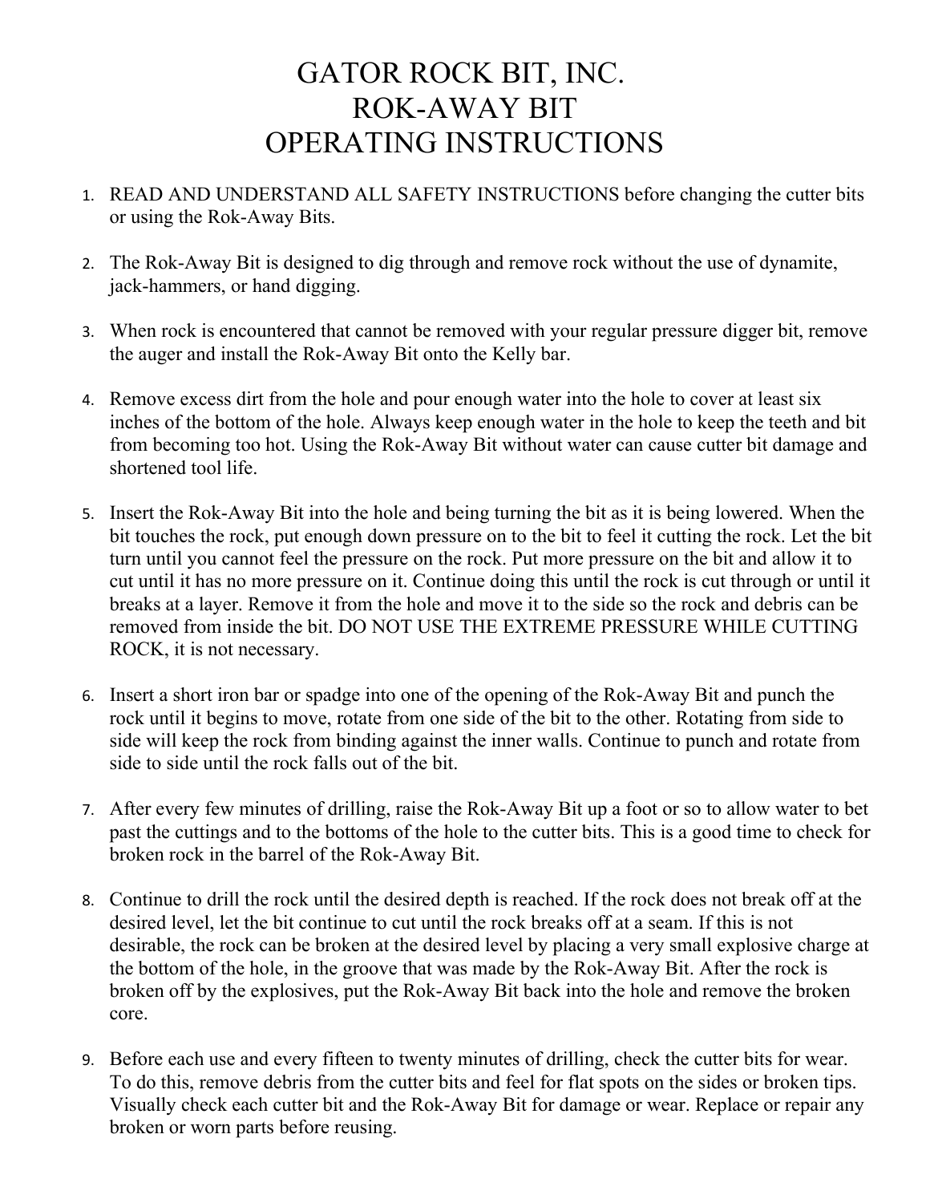# GATOR ROCK BIT, INC.
# ROK-AWAY BIT
# OPERATING INSTRUCTIONS

1. READ AND UNDERSTAND ALL SAFETY INSTRUCTIONS before changing the cutter bits or using the Rok-Away Bits.

2. The Rok-Away Bit is designed to dig through and remove rock without the use of dynamite, jack-hammers, or hand digging.

3. When rock is encountered that cannot be removed with your regular pressure digger bit, remove the auger and install the Rok-Away Bit onto the Kelly bar.

4. Remove excess dirt from the hole and pour enough water into the hole to cover at least six inches of the bottom of the hole. Always keep enough water in the hole to keep the teeth and bit from becoming too hot. Using the Rok-Away Bit without water can cause cutter bit damage and shortened tool life.

5. Insert the Rok-Away Bit into the hole and being turning the bit as it is being lowered. When the bit touches the rock, put enough down pressure on to the bit to feel it cutting the rock. Let the bit turn until you cannot feel the pressure on the rock. Put more pressure on the bit and allow it to cut until it has no more pressure on it. Continue doing this until the rock is cut through or until it breaks at a layer. Remove it from the hole and move it to the side so the rock and debris can be removed from inside the bit. DO NOT USE THE EXTREME PRESSURE WHILE CUTTING ROCK, it is not necessary.

6. Insert a short iron bar or spadge into one of the opening of the Rok-Away Bit and punch the rock until it begins to move, rotate from one side of the bit to the other. Rotating from side to side will keep the rock from binding against the inner walls. Continue to punch and rotate from side to side until the rock falls out of the bit.

7. After every few minutes of drilling, raise the Rok-Away Bit up a foot or so to allow water to bet past the cuttings and to the bottoms of the hole to the cutter bits. This is a good time to check for broken rock in the barrel of the Rok-Away Bit.

8. Continue to drill the rock until the desired depth is reached. If the rock does not break off at the desired level, let the bit continue to cut until the rock breaks off at a seam. If this is not desirable, the rock can be broken at the desired level by placing a very small explosive charge at the bottom of the hole, in the groove that was made by the Rok-Away Bit. After the rock is broken off by the explosives, put the Rok-Away Bit back into the hole and remove the broken core.

9. Before each use and every fifteen to twenty minutes of drilling, check the cutter bits for wear. To do this, remove debris from the cutter bits and feel for flat spots on the sides or broken tips. Visually check each cutter bit and the Rok-Away Bit for damage or wear. Replace or repair any broken or worn parts before reusing.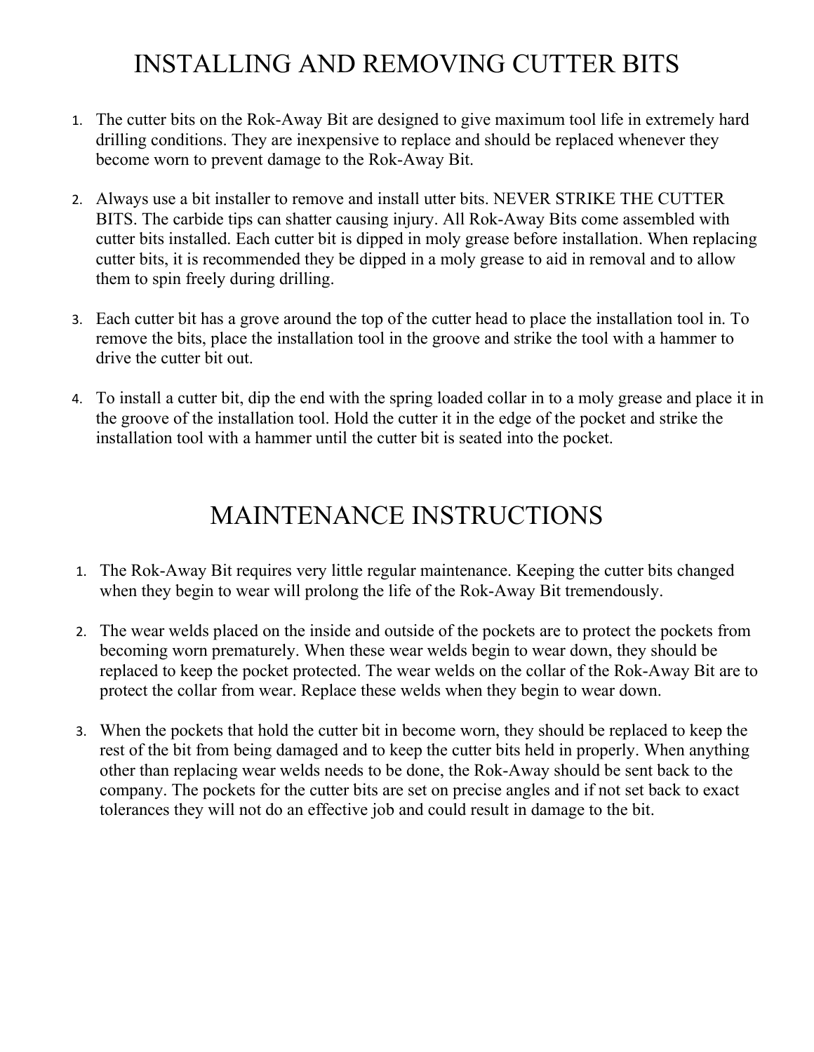# INSTALLING AND REMOVING CUTTER BITS

1. The cutter bits on the Rok-Away Bit are designed to give maximum tool life in extremely hard drilling conditions. They are inexpensive to replace and should be replaced whenever they become worn to prevent damage to the Rok-Away Bit.

2. Always use a bit installer to remove and install utter bits. NEVER STRIKE THE CUTTER BITS. The carbide tips can shatter causing injury. All Rok-Away Bits come assembled with cutter bits installed. Each cutter bit is dipped in moly grease before installation. When replacing cutter bits, it is recommended they be dipped in a moly grease to aid in removal and to allow them to spin freely during drilling.

3. Each cutter bit has a grove around the top of the cutter head to place the installation tool in. To remove the bits, place the installation tool in the groove and strike the tool with a hammer to drive the cutter bit out.

4. To install a cutter bit, dip the end with the spring loaded collar in to a moly grease and place it in the groove of the installation tool. Hold the cutter it in the edge of the pocket and strike the installation tool with a hammer until the cutter bit is seated into the pocket.

# MAINTENANCE INSTRUCTIONS

1. The Rok-Away Bit requires very little regular maintenance. Keeping the cutter bits changed when they begin to wear will prolong the life of the Rok-Away Bit tremendously.

2. The wear welds placed on the inside and outside of the pockets are to protect the pockets from becoming worn prematurely. When these wear welds begin to wear down, they should be replaced to keep the pocket protected. The wear welds on the collar of the Rok-Away Bit are to protect the collar from wear. Replace these welds when they begin to wear down.

3. When the pockets that hold the cutter bit in become worn, they should be replaced to keep the rest of the bit from being damaged and to keep the cutter bits held in properly. When anything other than replacing wear welds needs to be done, the Rok-Away should be sent back to the company. The pockets for the cutter bits are set on precise angles and if not set back to exact tolerances they will not do an effective job and could result in damage to the bit.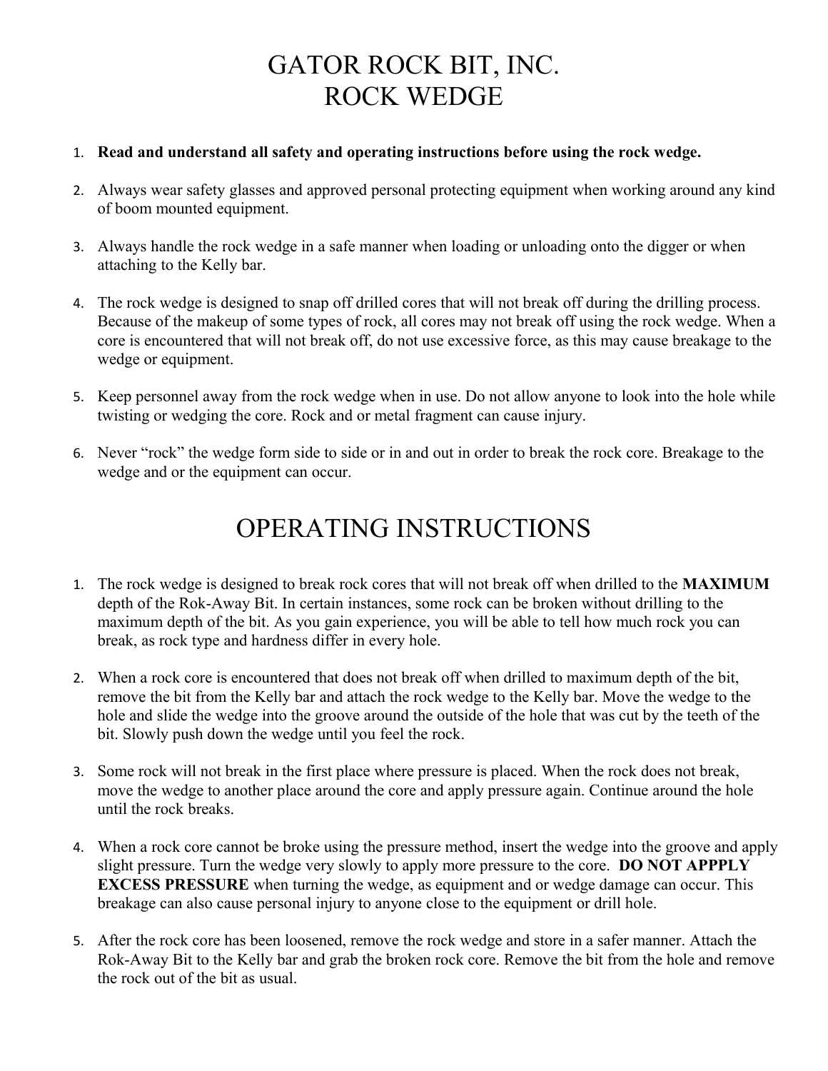# GATOR ROCK BIT, INC.
# ROCK WEDGE

1. **Read and understand all safety and operating instructions before using the rock wedge.**

2. Always wear safety glasses and approved personal protecting equipment when working around any kind of boom mounted equipment.

3. Always handle the rock wedge in a safe manner when loading or unloading onto the digger or when attaching to the Kelly bar.

4. The rock wedge is designed to snap off drilled cores that will not break off during the drilling process. Because of the makeup of some types of rock, all cores may not break off using the rock wedge. When a core is encountered that will not break off, do not use excessive force, as this may cause breakage to the wedge or equipment.

5. Keep personnel away from the rock wedge when in use. Do not allow anyone to look into the hole while twisting or wedging the core. Rock and or metal fragment can cause injury.

6. Never "rock" the wedge form side to side or in and out in order to break the rock core. Breakage to the wedge and or the equipment can occur.

# OPERATING INSTRUCTIONS

1. The rock wedge is designed to break rock cores that will not break off when drilled to the **MAXIMUM** depth of the Rok-Away Bit. In certain instances, some rock can be broken without drilling to the maximum depth of the bit. As you gain experience, you will be able to tell how much rock you can break, as rock type and hardness differ in every hole.

2. When a rock core is encountered that does not break off when drilled to maximum depth of the bit, remove the bit from the Kelly bar and attach the rock wedge to the Kelly bar. Move the wedge to the hole and slide the wedge into the groove around the outside of the hole that was cut by the teeth of the bit. Slowly push down the wedge until you feel the rock.

3. Some rock will not break in the first place where pressure is placed. When the rock does not break, move the wedge to another place around the core and apply pressure again. Continue around the hole until the rock breaks.

4. When a rock core cannot be broke using the pressure method, insert the wedge into the groove and apply slight pressure. Turn the wedge very slowly to apply more pressure to the core. **DO NOT APPPLY EXCESS PRESSURE** when turning the wedge, as equipment and or wedge damage can occur. This breakage can also cause personal injury to anyone close to the equipment or drill hole.

5. After the rock core has been loosened, remove the rock wedge and store in a safer manner. Attach the Rok-Away Bit to the Kelly bar and grab the broken rock core. Remove the bit from the hole and remove the rock out of the bit as usual.